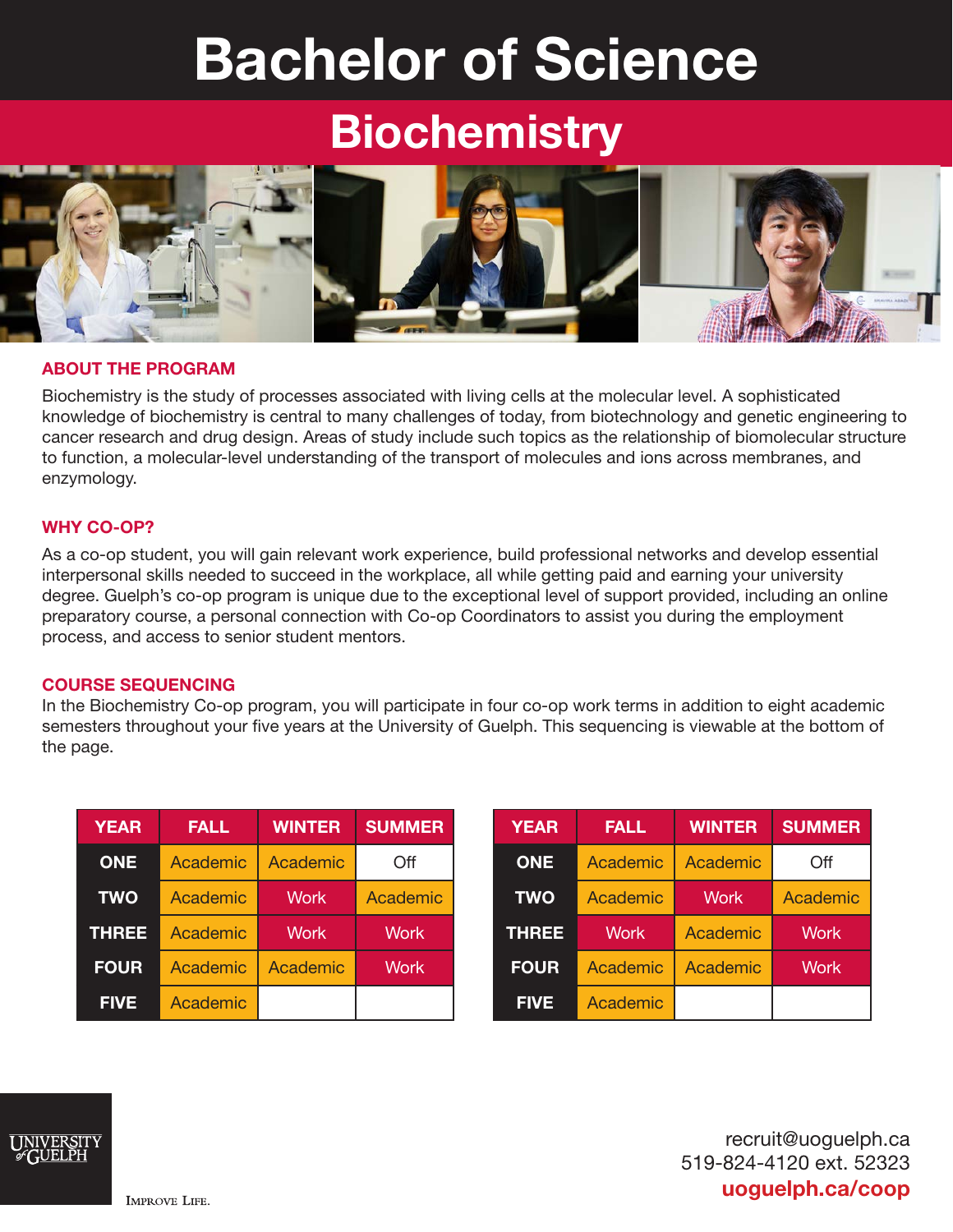# Bachelor of Science

## Biochemistry

### ABOUT THE PROGRAM

Biochemistry is the study of processes associated with living cells at the molecular level. A sophisticated knowledge of biochemistry is central to many challenges of today, from biotechnology and genetic engineering to cancer research and drug design. Areas of study include such topics as the relationship of biomolecular structure to function, a molecular-level understanding of the transport of molecules and ions across membranes, and enzymology.

### WHY CO-OP?

As a co-op student, you will gain relevant work experience, build professional networks and develop essential interpersonal skills needed to succeed in the workplace, all while getting paid and earning your university degree. Guelph's co-op program is unique due to the exceptional level of support provided, including an online preparatory course, a personal connection with Co-op Coordinators to assist you during the employment process, and access to senior student mentors.

### COURSE SEQUENCING

In the Biochemistry Co-op program, you will participate in four co-op work terms in addition to eight academic semesters throughout your five years at the University of Guelph. This sequencing is viewable at the bottom of the page.

| YEAR | FALL | WINTER | SUMMER |
|---|---|---|---|
| ONE | Academic | Academic | Off |
| TWO | Academic | Work | Academic |
| THREE | Academic | Work | Work |
| FOUR | Academic | Academic | Work |
| FIVE | Academic | | |

| YEAR | FALL | WINTER | SUMMER |
|---|---|---|---|
| ONE | Academic | Academic | Off |
| TWO | Academic | Work | Academic |
| THREE | Work | Academic | Work |
| FOUR | Academic | Academic | Work |
| FIVE | Academic | | |

UNIVERSITY of GUELPH

IMPROVE LIFE.

recruit@uoguelph.ca
519-824-4120 ext. 52323
**uoguelph.ca/coop**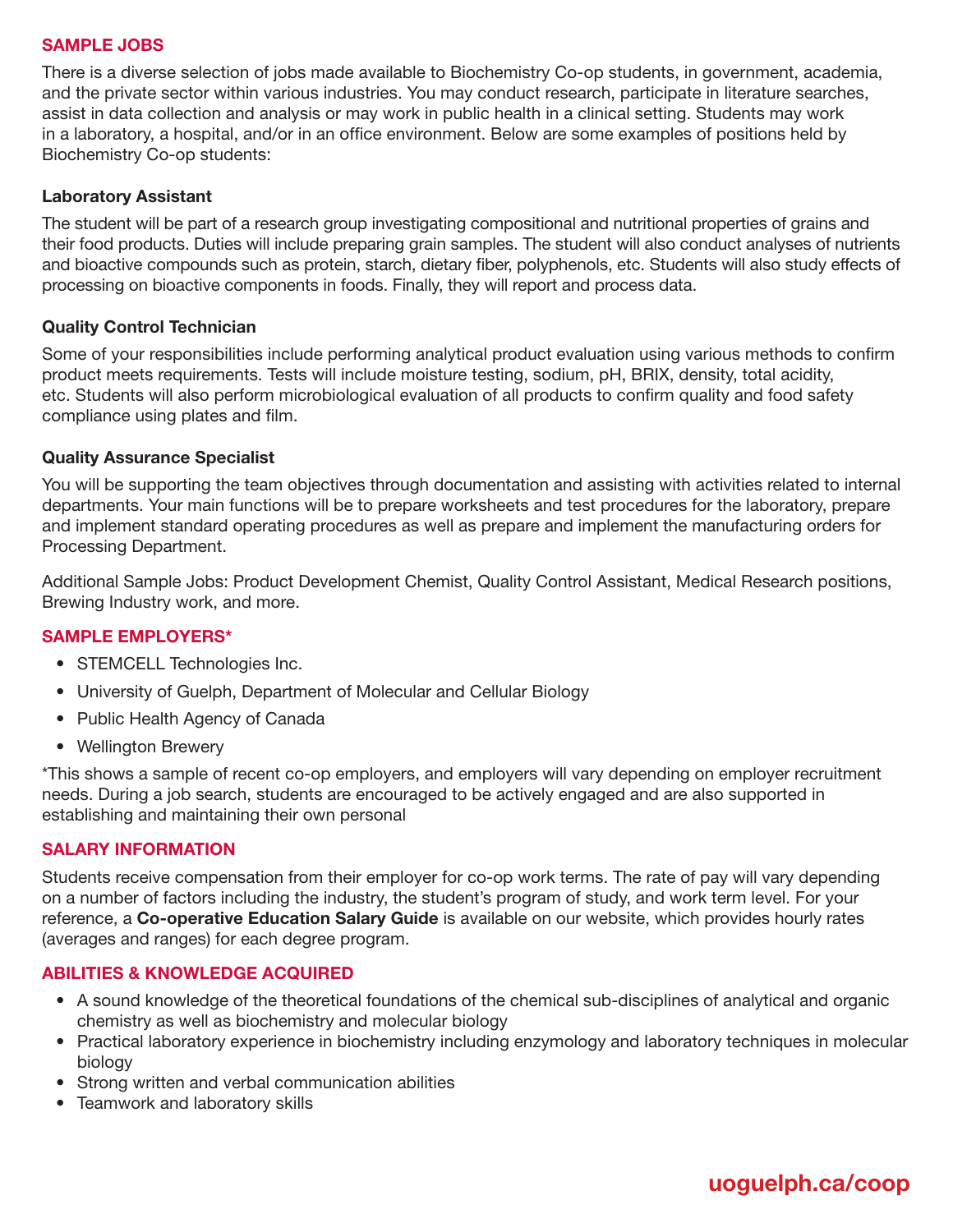## SAMPLE JOBS

There is a diverse selection of jobs made available to Biochemistry Co-op students, in government, academia, and the private sector within various industries. You may conduct research, participate in literature searches, assist in data collection and analysis or may work in public health in a clinical setting. Students may work in a laboratory, a hospital, and/or in an office environment. Below are some examples of positions held by Biochemistry Co-op students:

### Laboratory Assistant

The student will be part of a research group investigating compositional and nutritional properties of grains and their food products. Duties will include preparing grain samples. The student will also conduct analyses of nutrients and bioactive compounds such as protein, starch, dietary fiber, polyphenols, etc. Students will also study effects of processing on bioactive components in foods. Finally, they will report and process data.

### Quality Control Technician

Some of your responsibilities include performing analytical product evaluation using various methods to confirm product meets requirements. Tests will include moisture testing, sodium, pH, BRIX, density, total acidity, etc. Students will also perform microbiological evaluation of all products to confirm quality and food safety compliance using plates and film.

### Quality Assurance Specialist

You will be supporting the team objectives through documentation and assisting with activities related to internal departments. Your main functions will be to prepare worksheets and test procedures for the laboratory, prepare and implement standard operating procedures as well as prepare and implement the manufacturing orders for Processing Department.

Additional Sample Jobs: Product Development Chemist, Quality Control Assistant, Medical Research positions, Brewing Industry work, and more.

## SAMPLE EMPLOYERS*

- STEMCELL Technologies Inc.
- University of Guelph, Department of Molecular and Cellular Biology
- Public Health Agency of Canada
- Wellington Brewery

*This shows a sample of recent co-op employers, and employers will vary depending on employer recruitment needs. During a job search, students are encouraged to be actively engaged and are also supported in establishing and maintaining their own personal

## SALARY INFORMATION

Students receive compensation from their employer for co-op work terms. The rate of pay will vary depending on a number of factors including the industry, the student's program of study, and work term level. For your reference, a **Co-operative Education Salary Guide** is available on our website, which provides hourly rates (averages and ranges) for each degree program.

## ABILITIES & KNOWLEDGE ACQUIRED

- A sound knowledge of the theoretical foundations of the chemical sub-disciplines of analytical and organic chemistry as well as biochemistry and molecular biology
- Practical laboratory experience in biochemistry including enzymology and laboratory techniques in molecular biology
- Strong written and verbal communication abilities
- Teamwork and laboratory skills

**uoguelph.ca/coop**